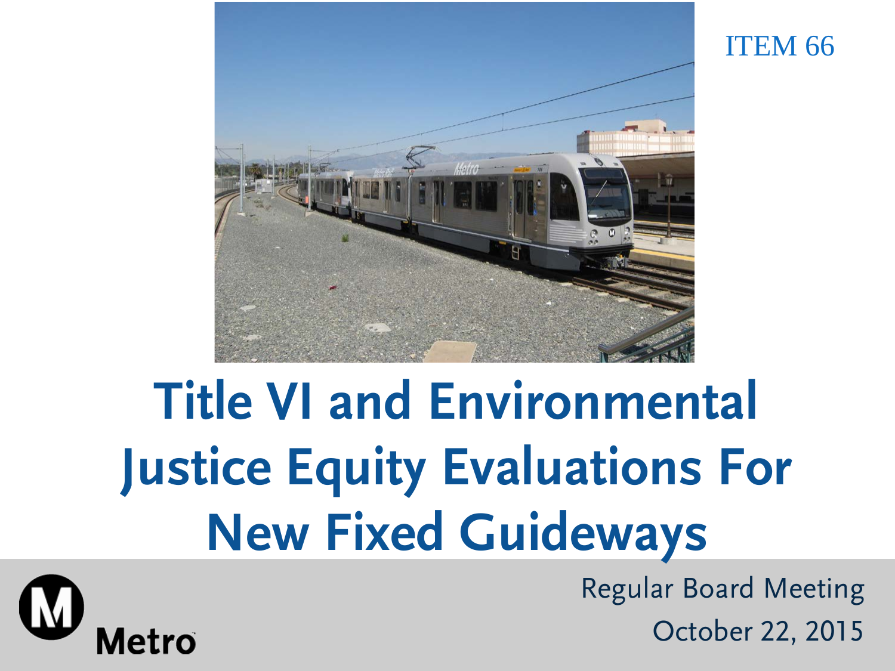ITEM 66

# Title VI and Environmental Justice Equity Evaluations For New Fixed Guideways

Metro

Regular Board Meeting

October 22, 2015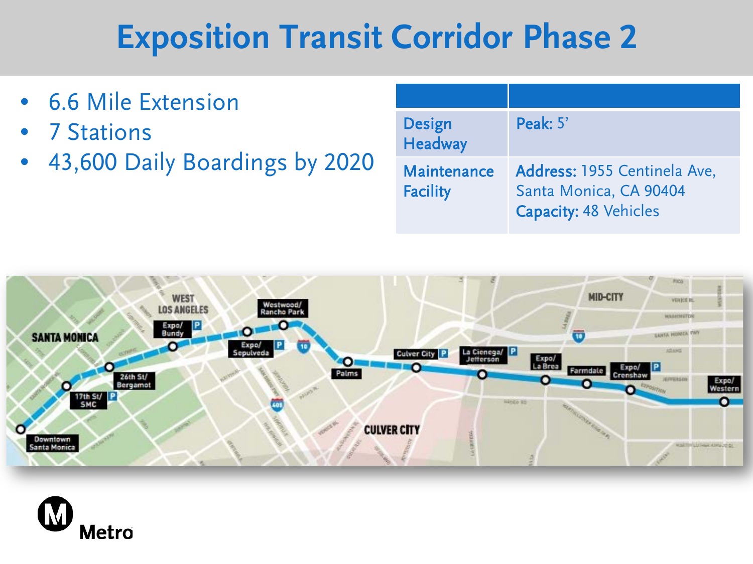# Exposition Transit Corridor Phase 2

- 6.6 Mile Extension
- 7 Stations
- 43,600 Daily Boardings by 2020

| | |
|---|---|
| Design Headway | **Peak:** 5' |
| Maintenance Facility | **Address:** 1955 Centinela Ave, Santa Monica, CA 90404<br>**Capacity:** 48 Vehicles |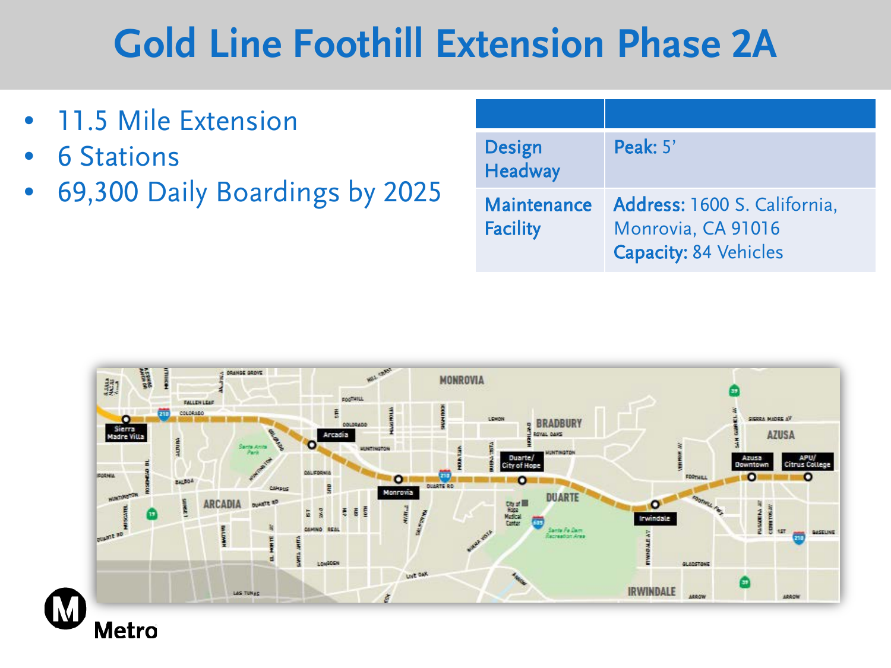# Gold Line Foothill Extension Phase 2A

- 11.5 Mile Extension
- 6 Stations
- 69,300 Daily Boardings by 2025

| | |
|---|---|
| **Design Headway** | **Peak:** 5' |
| **Maintenance Facility** | **Address:** 1600 S. California, Monrovia, CA 91016<br>**Capacity:** 84 Vehicles |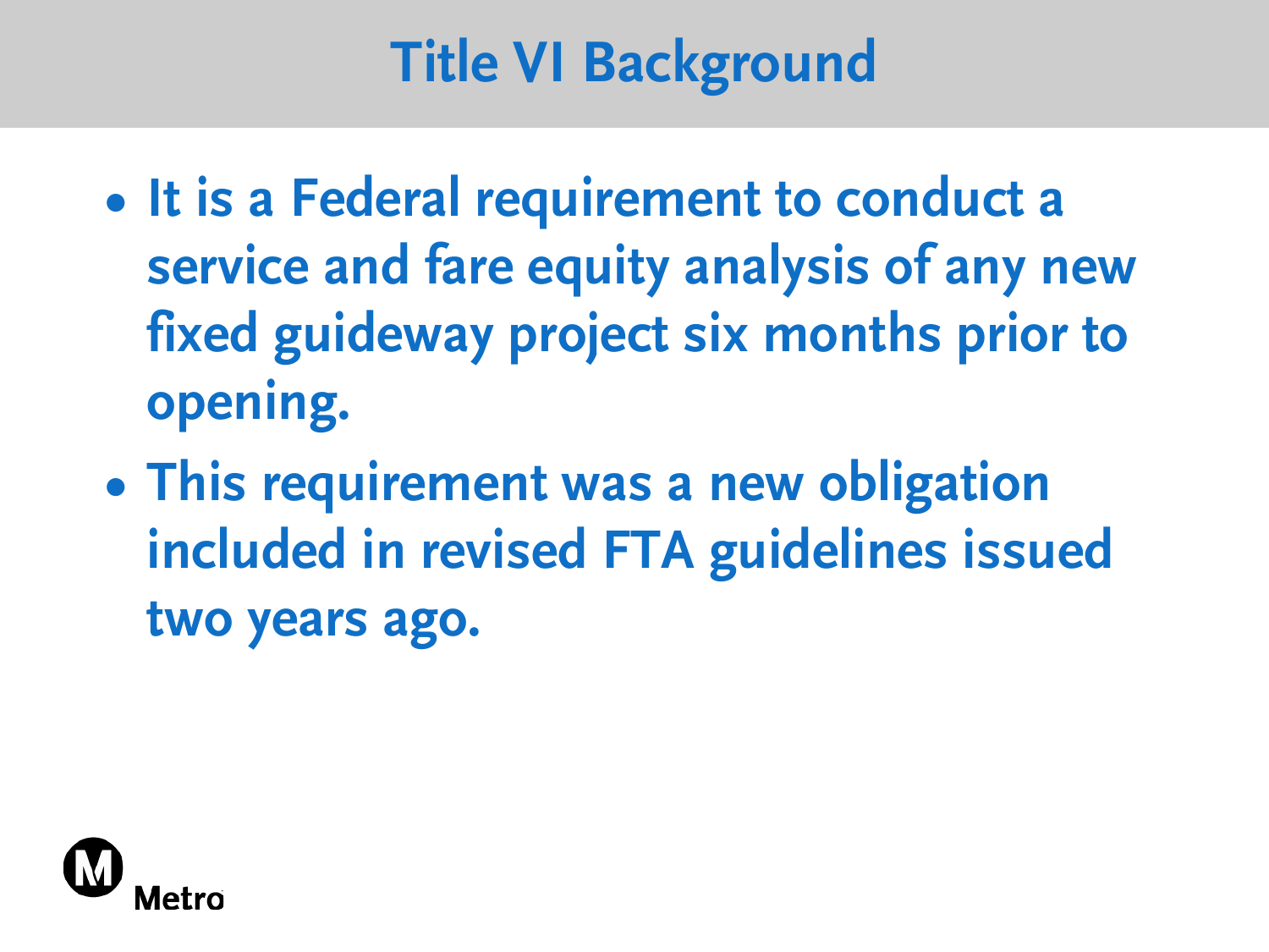# Title VI Background

- It is a Federal requirement to conduct a service and fare equity analysis of any new fixed guideway project six months prior to opening.
- This requirement was a new obligation included in revised FTA guidelines issued two years ago.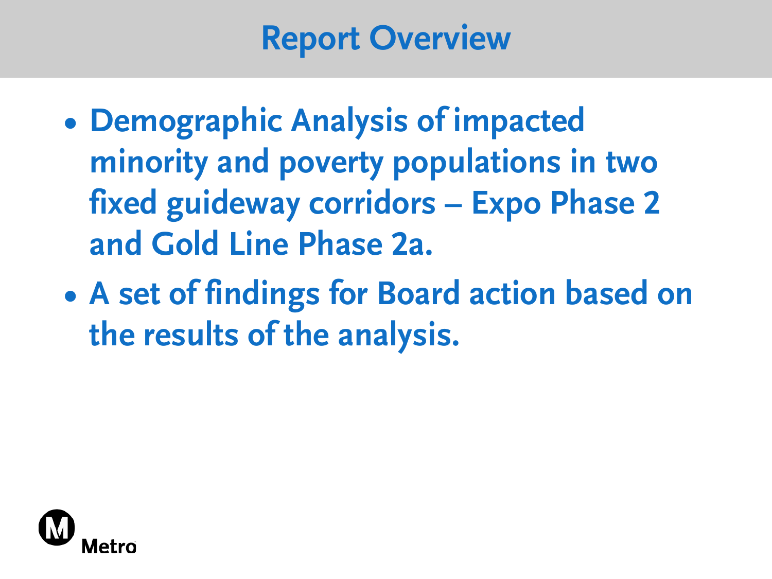# Report Overview

- Demographic Analysis of impacted minority and poverty populations in two fixed guideway corridors – Expo Phase 2 and Gold Line Phase 2a.
- A set of findings for Board action based on the results of the analysis.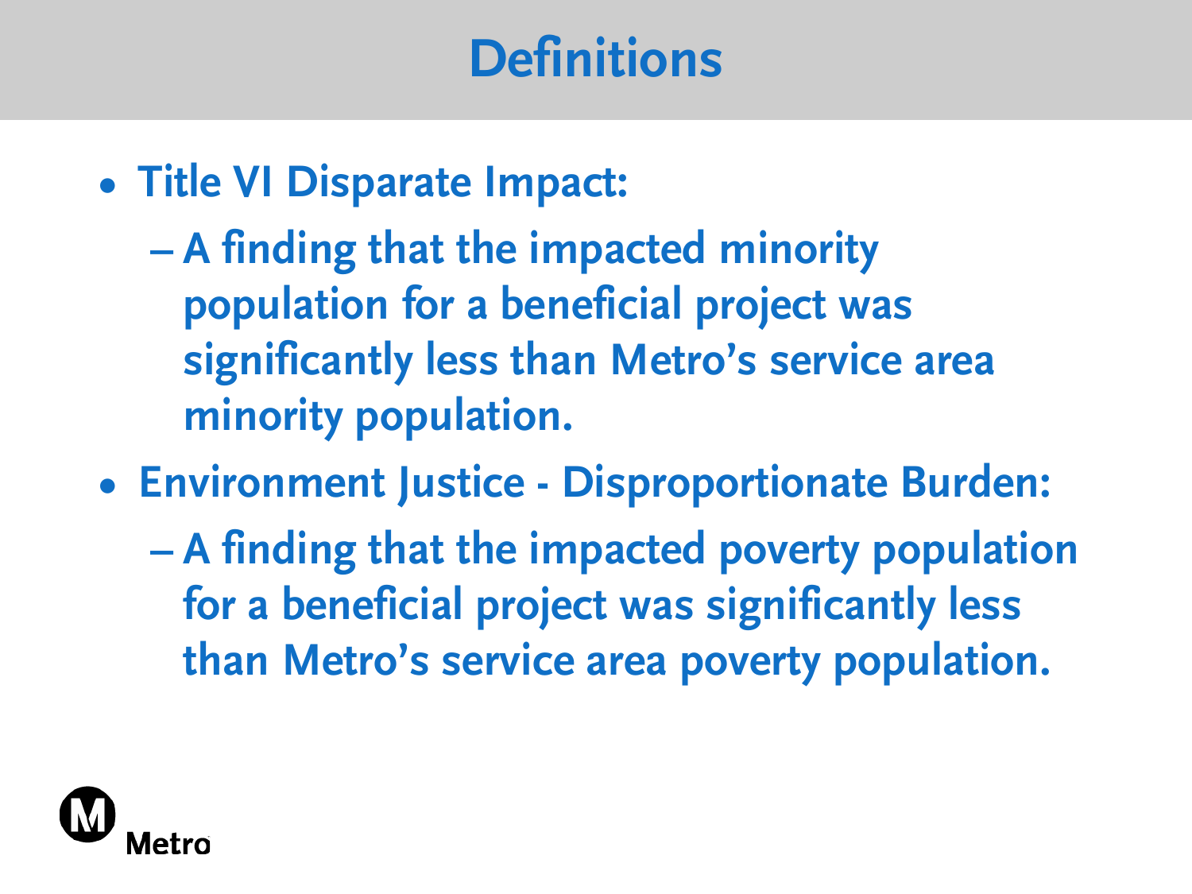# Definitions

- **Title VI Disparate Impact:**
  - A finding that the impacted minority population for a beneficial project was significantly less than Metro's service area minority population.
- **Environment Justice - Disproportionate Burden:**
  - A finding that the impacted poverty population for a beneficial project was significantly less than Metro's service area poverty population.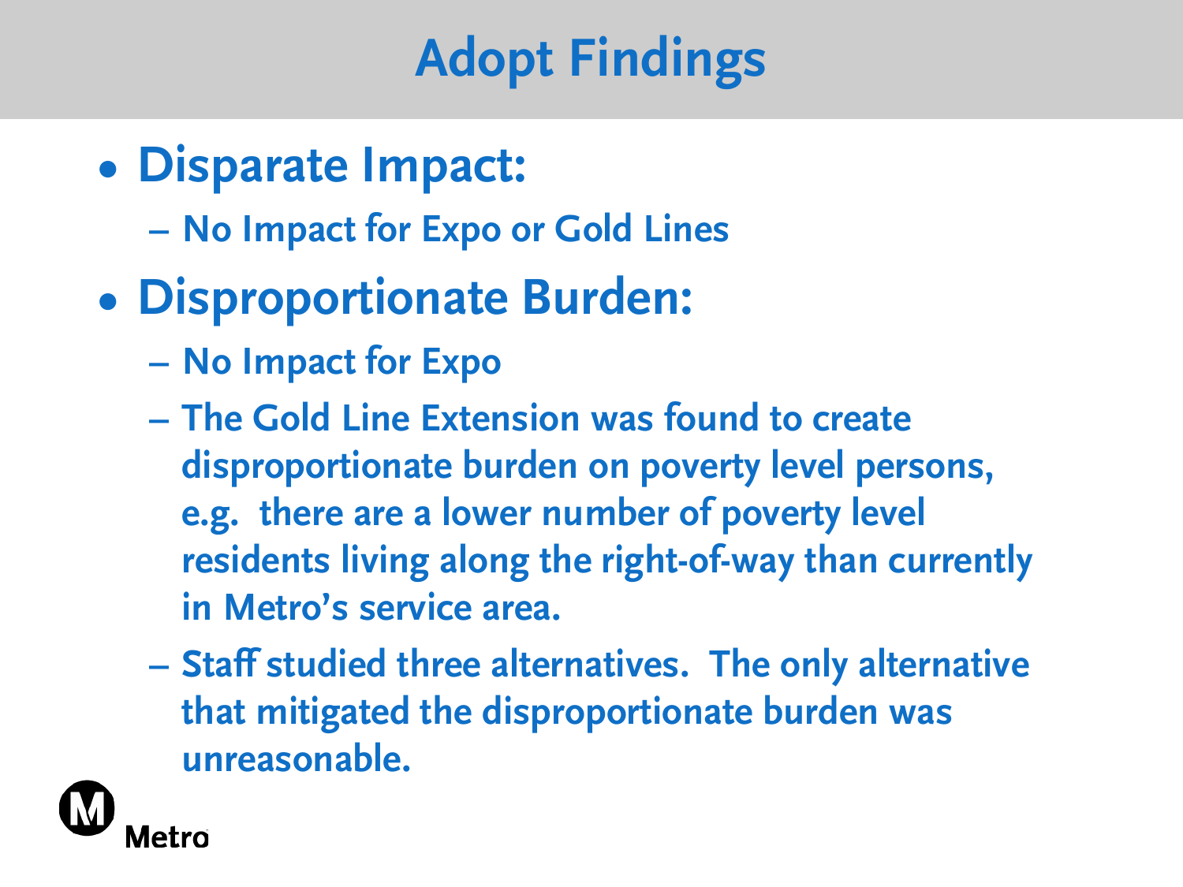# Adopt Findings

- **Disparate Impact:**
  - No Impact for Expo or Gold Lines
- **Disproportionate Burden:**
  - No Impact for Expo
  - The Gold Line Extension was found to create disproportionate burden on poverty level persons, e.g. there are a lower number of poverty level residents living along the right-of-way than currently in Metro's service area.
  - Staff studied three alternatives. The only alternative that mitigated the disproportionate burden was unreasonable.

Metro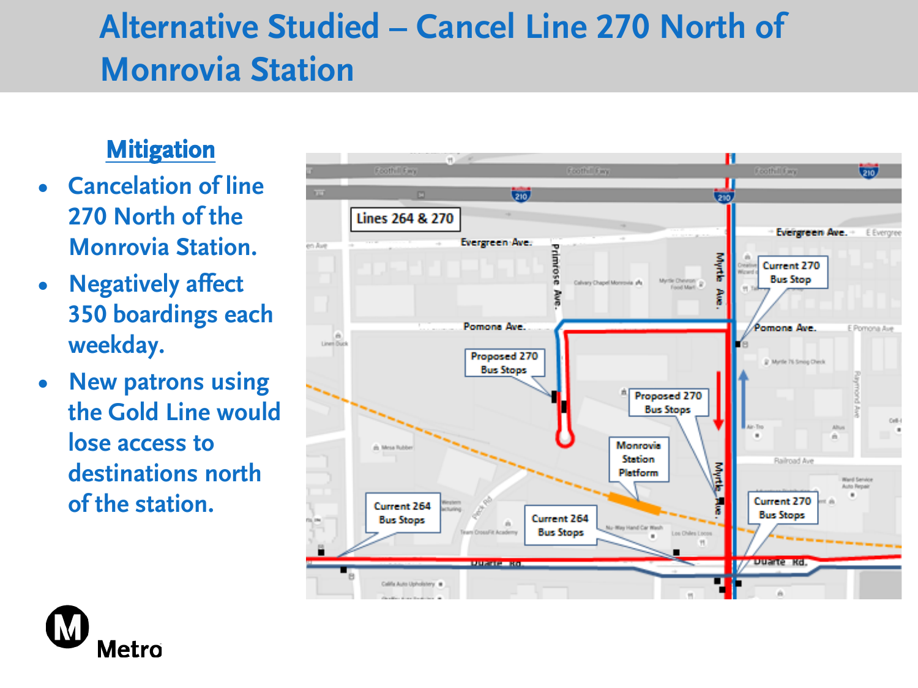# Alternative Studied – Cancel Line 270 North of Monrovia Station

## Mitigation

- Cancelation of line 270 North of the Monrovia Station.
- Negatively affect 350 boardings each weekday.
- New patrons using the Gold Line would lose access to destinations north of the station.

Lines 264 & 270

Evergreen Ave.

Pomona Ave.

Primrose Ave.

Myrtle Ave.

Duarte Rd.

Current 270 Bus Stop

Proposed 270 Bus Stops

Proposed 270 Bus Stops

Monrovia Station Platform

Current 264 Bus Stops

Current 264 Bus Stops

Current 270 Bus Stops